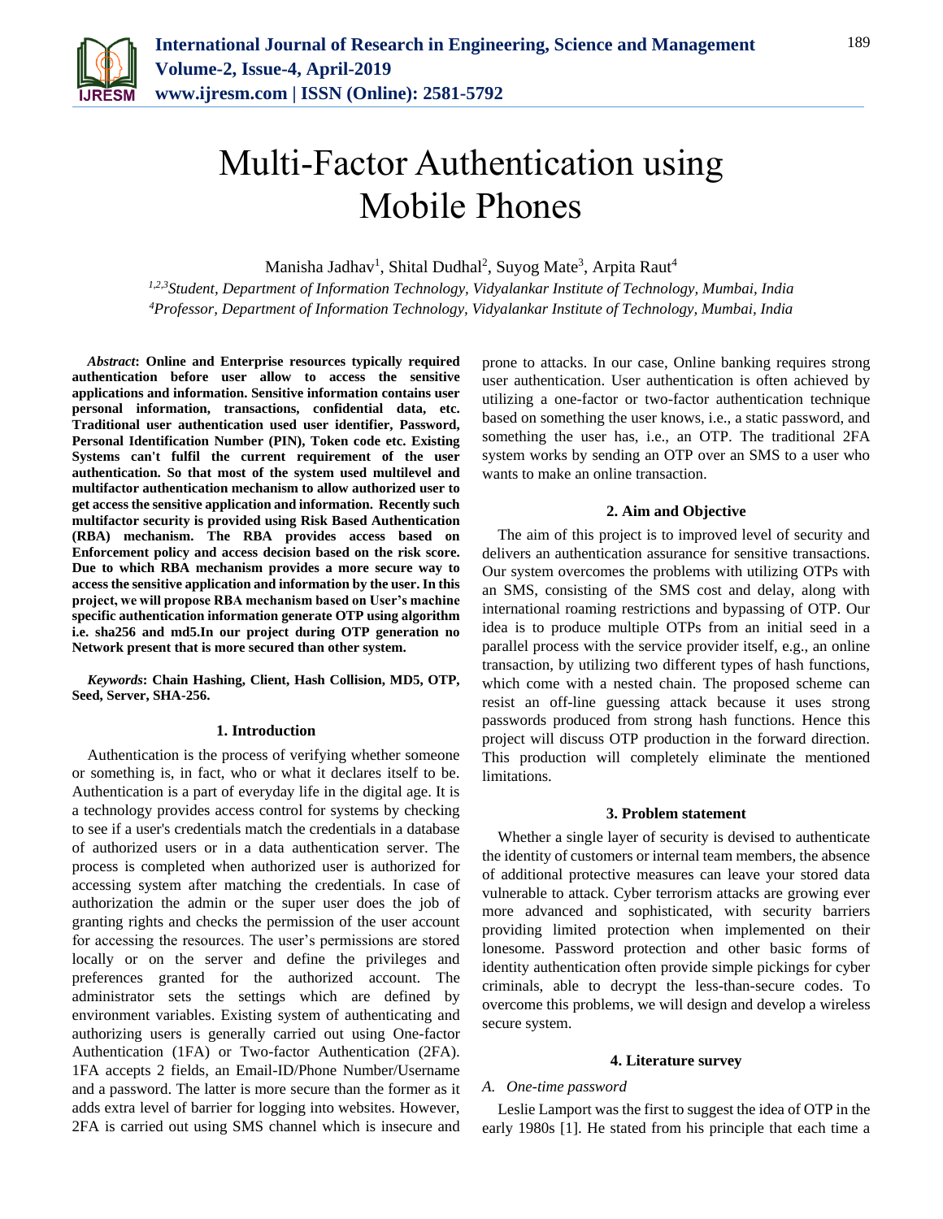# Multi-Factor Authentication using Mobile Phones

Manisha Jadhav[1], Shital Dudhal[2], Suyog Mate[3], Arpita Raut[4]

[1,2,3]*Student, Department of Information Technology, Vidyalankar Institute of Technology, Mumbai, India*
[4]*Professor, Department of Information Technology, Vidyalankar Institute of Technology, Mumbai, India*

***Abstract*: Online and Enterprise resources typically required authentication before user allow to access the sensitive applications and information. Sensitive information contains user personal information, transactions, confidential data, etc. Traditional user authentication used user identifier, Password, Personal Identification Number (PIN), Token code etc. Existing Systems can't fulfil the current requirement of the user authentication. So that most of the system used multilevel and multifactor authentication mechanism to allow authorized user to get access the sensitive application and information. Recently such multifactor security is provided using Risk Based Authentication (RBA) mechanism. The RBA provides access based on Enforcement policy and access decision based on the risk score. Due to which RBA mechanism provides a more secure way to access the sensitive application and information by the user. In this project, we will propose RBA mechanism based on User's machine specific authentication information generate OTP using algorithm i.e. sha256 and md5.In our project during OTP generation no Network present that is more secured than other system.**

***Keywords*: Chain Hashing, Client, Hash Collision, MD5, OTP, Seed, Server, SHA-256.**

## 1. Introduction

Authentication is the process of verifying whether someone or something is, in fact, who or what it declares itself to be. Authentication is a part of everyday life in the digital age. It is a technology provides access control for systems by checking to see if a user's credentials match the credentials in a database of authorized users or in a data authentication server. The process is completed when authorized user is authorized for accessing system after matching the credentials. In case of authorization the admin or the super user does the job of granting rights and checks the permission of the user account for accessing the resources. The user's permissions are stored locally or on the server and define the privileges and preferences granted for the authorized account. The administrator sets the settings which are defined by environment variables. Existing system of authenticating and authorizing users is generally carried out using One-factor Authentication (1FA) or Two-factor Authentication (2FA). 1FA accepts 2 fields, an Email-ID/Phone Number/Username and a password. The latter is more secure than the former as it adds extra level of barrier for logging into websites. However, 2FA is carried out using SMS channel which is insecure and prone to attacks. In our case, Online banking requires strong user authentication. User authentication is often achieved by utilizing a one-factor or two-factor authentication technique based on something the user knows, i.e., a static password, and something the user has, i.e., an OTP. The traditional 2FA system works by sending an OTP over an SMS to a user who wants to make an online transaction.

## 2. Aim and Objective

The aim of this project is to improved level of security and delivers an authentication assurance for sensitive transactions. Our system overcomes the problems with utilizing OTPs with an SMS, consisting of the SMS cost and delay, along with international roaming restrictions and bypassing of OTP. Our idea is to produce multiple OTPs from an initial seed in a parallel process with the service provider itself, e.g., an online transaction, by utilizing two different types of hash functions, which come with a nested chain. The proposed scheme can resist an off-line guessing attack because it uses strong passwords produced from strong hash functions. Hence this project will discuss OTP production in the forward direction. This production will completely eliminate the mentioned limitations.

## 3. Problem statement

Whether a single layer of security is devised to authenticate the identity of customers or internal team members, the absence of additional protective measures can leave your stored data vulnerable to attack. Cyber terrorism attacks are growing ever more advanced and sophisticated, with security barriers providing limited protection when implemented on their lonesome. Password protection and other basic forms of identity authentication often provide simple pickings for cyber criminals, able to decrypt the less-than-secure codes. To overcome this problems, we will design and develop a wireless secure system.

## 4. Literature survey

### *A. One-time password*

Leslie Lamport was the first to suggest the idea of OTP in the early 1980s [1]. He stated from his principle that each time a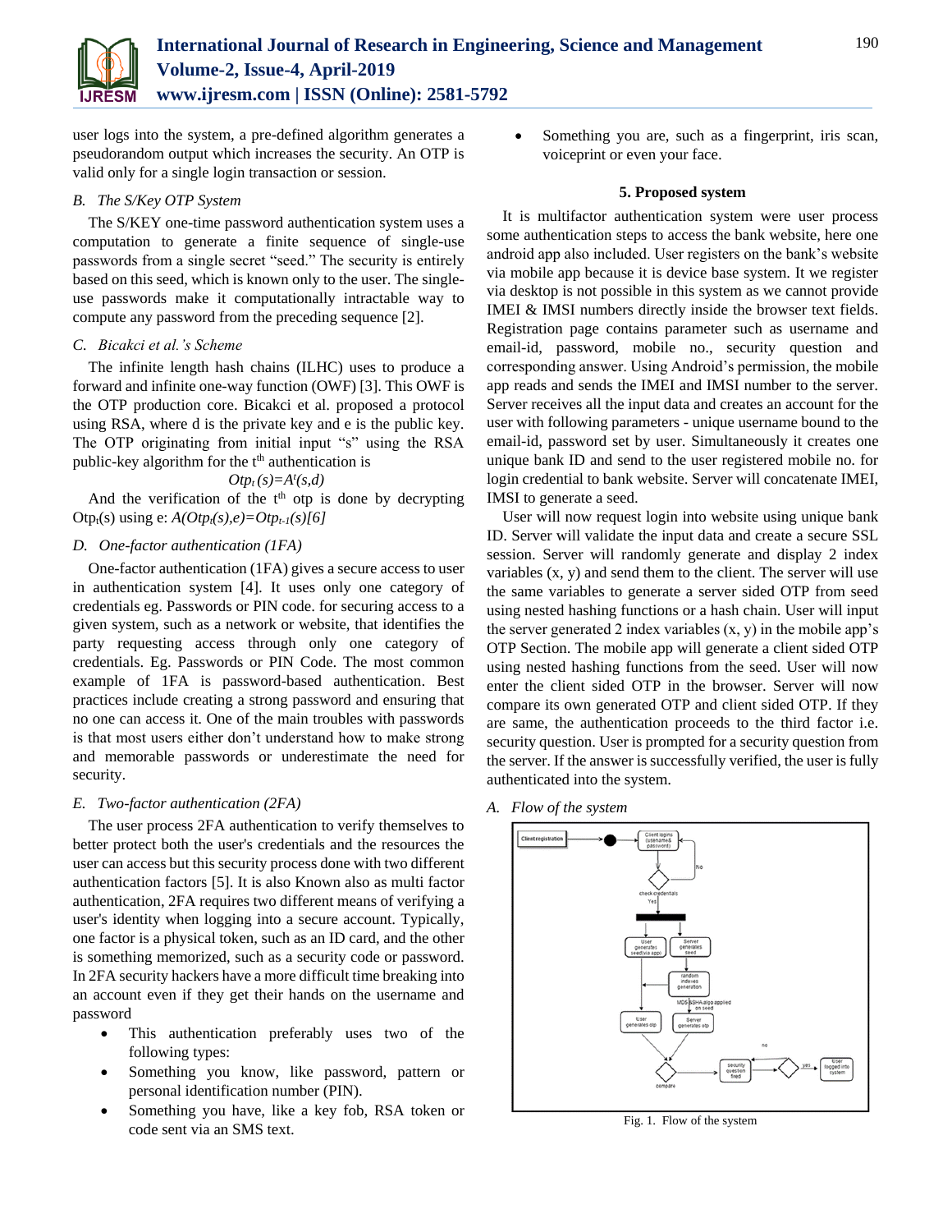user logs into the system, a pre-defined algorithm generates a pseudorandom output which increases the security. An OTP is valid only for a single login transaction or session.

### *B. The S/Key OTP System*

The S/KEY one-time password authentication system uses a computation to generate a finite sequence of single-use passwords from a single secret "seed." The security is entirely based on this seed, which is known only to the user. The single-use passwords make it computationally intractable way to compute any password from the preceding sequence [2].

### *C. Bicakci et al.'s Scheme*

The infinite length hash chains (ILHC) uses to produce a forward and infinite one-way function (OWF) [3]. This OWF is the OTP production core. Bicakci et al. proposed a protocol using RSA, where d is the private key and e is the public key. The OTP originating from initial input "s" using the RSA public-key algorithm for the $t^{th}$ authentication is

$$Otp_t(s)=A^t(s,d)$$

And the verification of the $t^{th}$ otp is done by decrypting $Otp_t(s)$ using e: $A(Otp_t(s),e)=Otp_{t-1}(s)$[6]

### *D. One-factor authentication (1FA)*

One-factor authentication (1FA) gives a secure access to user in authentication system [4]. It uses only one category of credentials eg. Passwords or PIN code. for securing access to a given system, such as a network or website, that identifies the party requesting access through only one category of credentials. Eg. Passwords or PIN Code. The most common example of 1FA is password-based authentication. Best practices include creating a strong password and ensuring that no one can access it. One of the main troubles with passwords is that most users either don't understand how to make strong and memorable passwords or underestimate the need for security.

### *E. Two-factor authentication (2FA)*

The user process 2FA authentication to verify themselves to better protect both the user's credentials and the resources the user can access but this security process done with two different authentication factors [5]. It is also Known also as multi factor authentication, 2FA requires two different means of verifying a user's identity when logging into a secure account. Typically, one factor is a physical token, such as an ID card, and the other is something memorized, such as a security code or password. In 2FA security hackers have a more difficult time breaking into an account even if they get their hands on the username and password

- This authentication preferably uses two of the following types:
- Something you know, like password, pattern or personal identification number (PIN).
- Something you have, like a key fob, RSA token or code sent via an SMS text.
- Something you are, such as a fingerprint, iris scan, voiceprint or even your face.

## 5. Proposed system

It is multifactor authentication system were user process some authentication steps to access the bank website, here one android app also included. User registers on the bank's website via mobile app because it is device base system. It we register via desktop is not possible in this system as we cannot provide IMEI & IMSI numbers directly inside the browser text fields. Registration page contains parameter such as username and email-id, password, mobile no., security question and corresponding answer. Using Android's permission, the mobile app reads and sends the IMEI and IMSI number to the server. Server receives all the input data and creates an account for the user with following parameters - unique username bound to the email-id, password set by user. Simultaneously it creates one unique bank ID and send to the user registered mobile no. for login credential to bank website. Server will concatenate IMEI, IMSI to generate a seed.

User will now request login into website using unique bank ID. Server will validate the input data and create a secure SSL session. Server will randomly generate and display 2 index variables (x, y) and send them to the client. The server will use the same variables to generate a server sided OTP from seed using nested hashing functions or a hash chain. User will input the server generated 2 index variables (x, y) in the mobile app's OTP Section. The mobile app will generate a client sided OTP using nested hashing functions from the seed. User will now enter the client sided OTP in the browser. Server will now compare its own generated OTP and client sided OTP. If they are same, the authentication proceeds to the third factor i.e. security question. User is prompted for a security question from the server. If the answer is successfully verified, the user is fully authenticated into the system.

### *A. Flow of the system*

Fig. 1. Flow of the system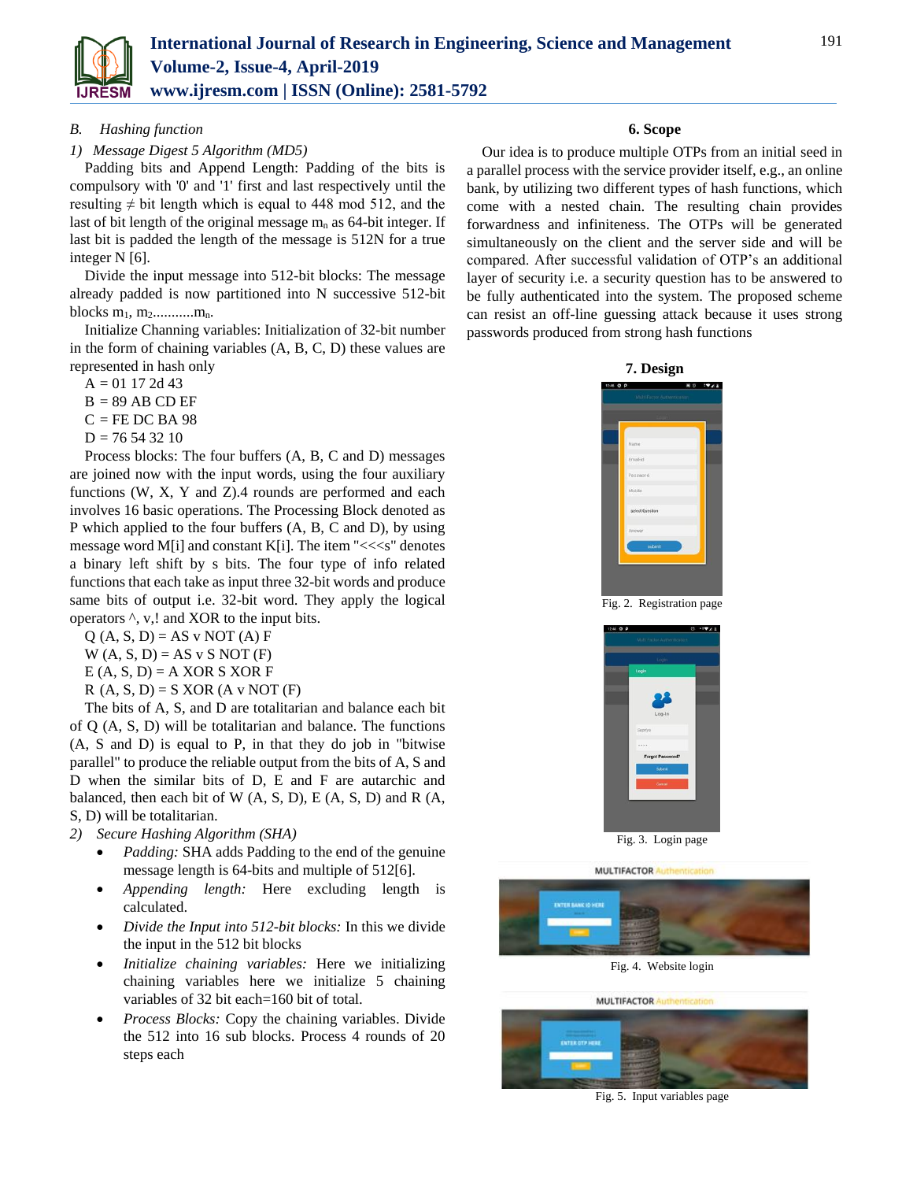### B. *Hashing function*

*1) Message Digest 5 Algorithm (MD5)*

Padding bits and Append Length: Padding of the bits is compulsory with '0' and '1' first and last respectively until the resulting ≠ bit length which is equal to 448 mod 512, and the last of bit length of the original message $m_n$ as 64-bit integer. If last bit is padded the length of the message is 512N for a true integer N [6].

Divide the input message into 512-bit blocks: The message already padded is now partitioned into N successive 512-bit blocks $m_1$, $m_2$...........$m_n$.

Initialize Channing variables: Initialization of 32-bit number in the form of chaining variables (A, B, C, D) these values are represented in hash only

A = 01 17 2d 43

B = 89 AB CD EF

C = FE DC BA 98

D = 76 54 32 10

Process blocks: The four buffers (A, B, C and D) messages are joined now with the input words, using the four auxiliary functions (W, X, Y and Z).4 rounds are performed and each involves 16 basic operations. The Processing Block denoted as P which applied to the four buffers (A, B, C and D), by using message word M[i] and constant K[i]. The item "<<<s" denotes a binary left shift by s bits. The four type of info related functions that each take as input three 32-bit words and produce same bits of output i.e. 32-bit word. They apply the logical operators ^, v,! and XOR to the input bits.

Q (A, S, D) = AS v NOT (A) F

W (A, S, D) = AS v S NOT (F)

E (A, S, D) = A XOR S XOR F

R (A, S, D) = S XOR (A v NOT (F)

The bits of A, S, and D are totalitarian and balance each bit of Q (A, S, D) will be totalitarian and balance. The functions (A, S and D) is equal to P, in that they do job in "bitwise parallel" to produce the reliable output from the bits of A, S and D when the similar bits of D, E and F are autarchic and balanced, then each bit of W (A, S, D), E (A, S, D) and R (A, S, D) will be totalitarian.

*2) Secure Hashing Algorithm (SHA)*

- *Padding:* SHA adds Padding to the end of the genuine message length is 64-bits and multiple of 512[6].
- *Appending length:* Here excluding length is calculated.
- *Divide the Input into 512-bit blocks:* In this we divide the input in the 512 bit blocks
- *Initialize chaining variables:* Here we initializing chaining variables here we initialize 5 chaining variables of 32 bit each=160 bit of total.
- *Process Blocks:* Copy the chaining variables. Divide the 512 into 16 sub blocks. Process 4 rounds of 20 steps each

## 6. Scope

Our idea is to produce multiple OTPs from an initial seed in a parallel process with the service provider itself, e.g., an online bank, by utilizing two different types of hash functions, which come with a nested chain. The resulting chain provides forwardness and infiniteness. The OTPs will be generated simultaneously on the client and the server side and will be compared. After successful validation of OTP's an additional layer of security i.e. a security question has to be answered to be fully authenticated into the system. The proposed scheme can resist an off-line guessing attack because it uses strong passwords produced from strong hash functions

## 7. Design

Fig. 2. Registration page

Fig. 3. Login page

Fig. 4. Website login

Fig. 5. Input variables page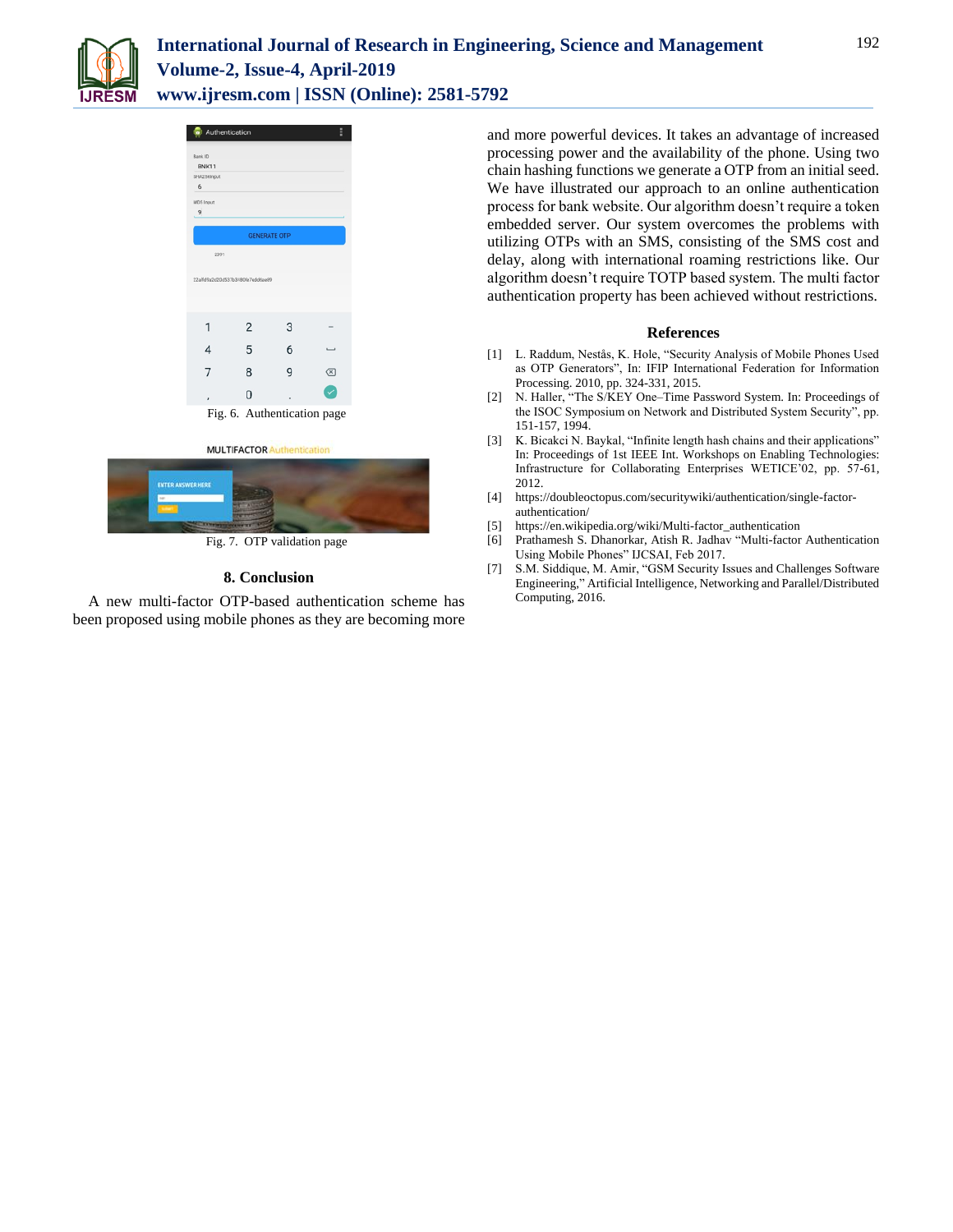Fig. 6. Authentication page

Fig. 7. OTP validation page

## 8. Conclusion

A new multi-factor OTP-based authentication scheme has been proposed using mobile phones as they are becoming more and more powerful devices. It takes an advantage of increased processing power and the availability of the phone. Using two chain hashing functions we generate a OTP from an initial seed. We have illustrated our approach to an online authentication process for bank website. Our algorithm doesn't require a token embedded server. Our system overcomes the problems with utilizing OTPs with an SMS, consisting of the SMS cost and delay, along with international roaming restrictions like. Our algorithm doesn't require TOTP based system. The multi factor authentication property has been achieved without restrictions.

## References

[1] L. Raddum, Nestås, K. Hole, "Security Analysis of Mobile Phones Used as OTP Generators", In: IFIP International Federation for Information Processing. 2010, pp. 324-331, 2015.

[2] N. Haller, "The S/KEY One–Time Password System. In: Proceedings of the ISOC Symposium on Network and Distributed System Security", pp. 151-157, 1994.

[3] K. Bicakci N. Baykal, "Infinite length hash chains and their applications" In: Proceedings of 1st IEEE Int. Workshops on Enabling Technologies: Infrastructure for Collaborating Enterprises WETICE'02, pp. 57-61, 2012.

[4] https://doubleoctopus.com/securitywiki/authentication/single-factor-authentication/

[5] https://en.wikipedia.org/wiki/Multi-factor_authentication

[6] Prathamesh S. Dhanorkar, Atish R. Jadhav "Multi-factor Authentication Using Mobile Phones" IJCSAI, Feb 2017.

[7] S.M. Siddique, M. Amir, "GSM Security Issues and Challenges Software Engineering," Artificial Intelligence, Networking and Parallel/Distributed Computing, 2016.